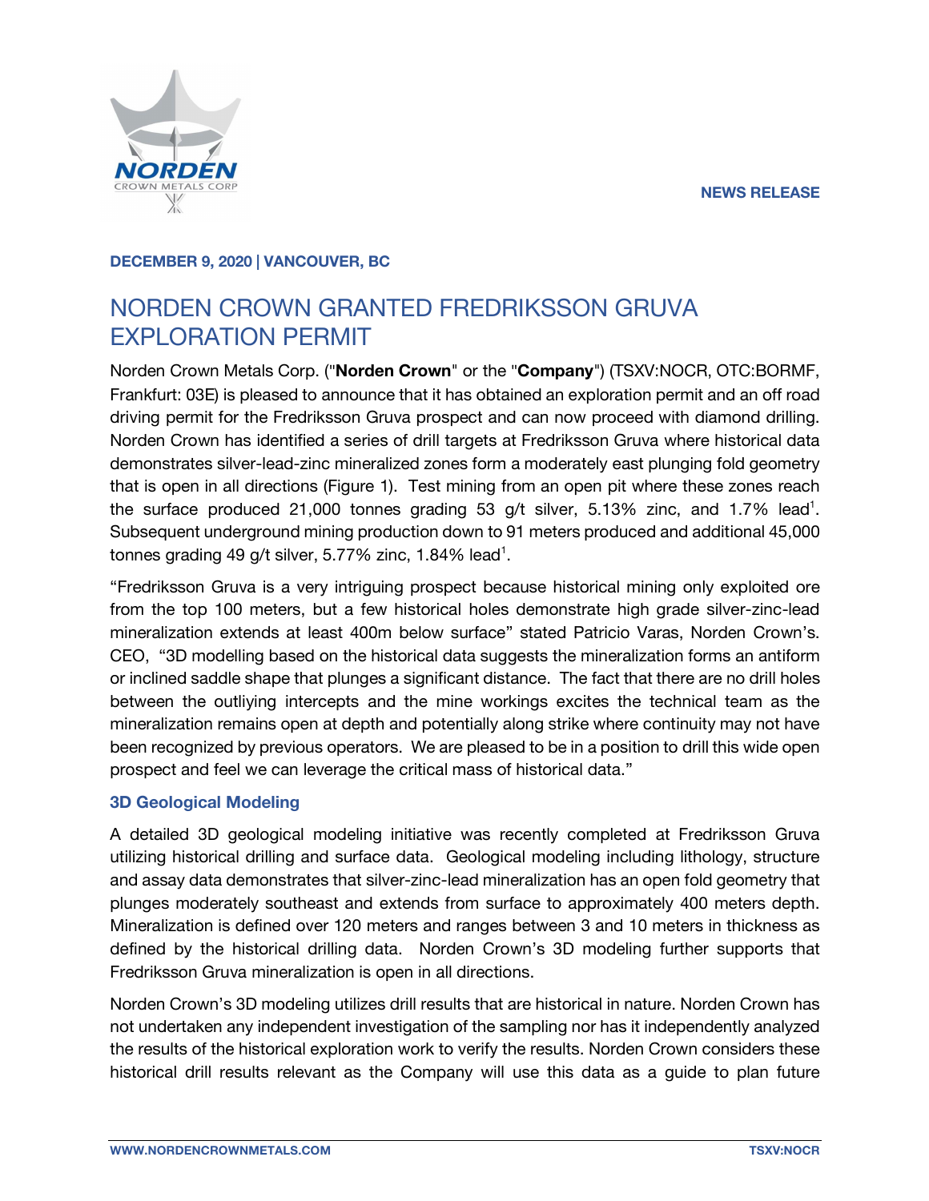**NEWS RELEASE**

**DECEMBER 9, 2020 | VANCOUVER, BC**

# NORDEN CROWN GRANTED FREDRIKSSON GRUVA EXPLORATION PERMIT

Norden Crown Metals Corp. ("**Norden Crown**" or the "**Company**") (TSXV:NOCR, OTC:BORMF, Frankfurt: 03E) is pleased to announce that it has obtained an exploration permit and an off road driving permit for the Fredriksson Gruva prospect and can now proceed with diamond drilling. Norden Crown has identified a series of drill targets at Fredriksson Gruva where historical data demonstrates silver-lead-zinc mineralized zones form a moderately east plunging fold geometry that is open in all directions (Figure 1). Test mining from an open pit where these zones reach the surface produced 21,000 tonnes grading 53 g/t silver, 5.13% zinc, and 1.7% lead[1]. Subsequent underground mining production down to 91 meters produced and additional 45,000 tonnes grading 49 g/t silver, 5.77% zinc, 1.84% lead[1].

"Fredriksson Gruva is a very intriguing prospect because historical mining only exploited ore from the top 100 meters, but a few historical holes demonstrate high grade silver-zinc-lead mineralization extends at least 400m below surface" stated Patricio Varas, Norden Crown's. CEO, "3D modelling based on the historical data suggests the mineralization forms an antiform or inclined saddle shape that plunges a significant distance. The fact that there are no drill holes between the outliying intercepts and the mine workings excites the technical team as the mineralization remains open at depth and potentially along strike where continuity may not have been recognized by previous operators. We are pleased to be in a position to drill this wide open prospect and feel we can leverage the critical mass of historical data."

## 3D Geological Modeling

A detailed 3D geological modeling initiative was recently completed at Fredriksson Gruva utilizing historical drilling and surface data. Geological modeling including lithology, structure and assay data demonstrates that silver-zinc-lead mineralization has an open fold geometry that plunges moderately southeast and extends from surface to approximately 400 meters depth. Mineralization is defined over 120 meters and ranges between 3 and 10 meters in thickness as defined by the historical drilling data. Norden Crown's 3D modeling further supports that Fredriksson Gruva mineralization is open in all directions.

Norden Crown's 3D modeling utilizes drill results that are historical in nature. Norden Crown has not undertaken any independent investigation of the sampling nor has it independently analyzed the results of the historical exploration work to verify the results. Norden Crown considers these historical drill results relevant as the Company will use this data as a guide to plan future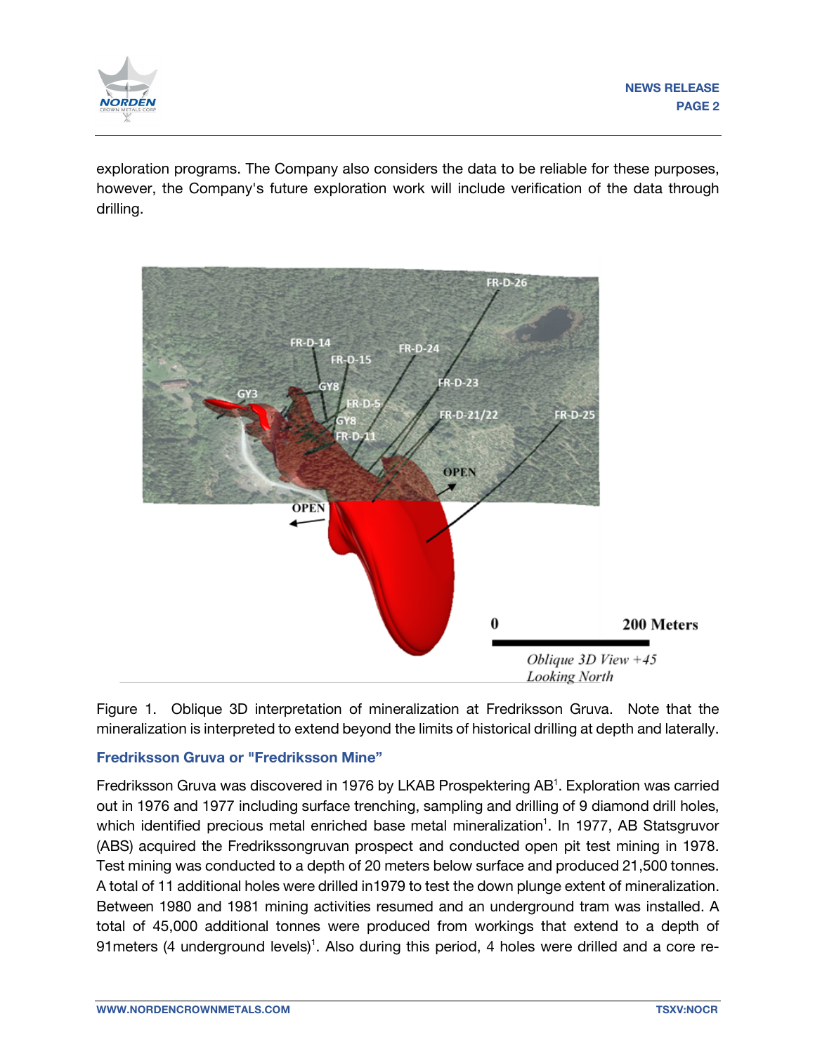exploration programs. The Company also considers the data to be reliable for these purposes, however, the Company's future exploration work will include verification of the data through drilling.

Figure 1. Oblique 3D interpretation of mineralization at Fredriksson Gruva. Note that the mineralization is interpreted to extend beyond the limits of historical drilling at depth and laterally.

### Fredriksson Gruva or "Fredriksson Mine"

Fredriksson Gruva was discovered in 1976 by LKAB Prospektering AB[1]. Exploration was carried out in 1976 and 1977 including surface trenching, sampling and drilling of 9 diamond drill holes, which identified precious metal enriched base metal mineralization[1]. In 1977, AB Statsgruvor (ABS) acquired the Fredrikssongruvan prospect and conducted open pit test mining in 1978. Test mining was conducted to a depth of 20 meters below surface and produced 21,500 tonnes. A total of 11 additional holes were drilled in1979 to test the down plunge extent of mineralization. Between 1980 and 1981 mining activities resumed and an underground tram was installed. A total of 45,000 additional tonnes were produced from workings that extend to a depth of 91meters (4 underground levels)[1]. Also during this period, 4 holes were drilled and a core re-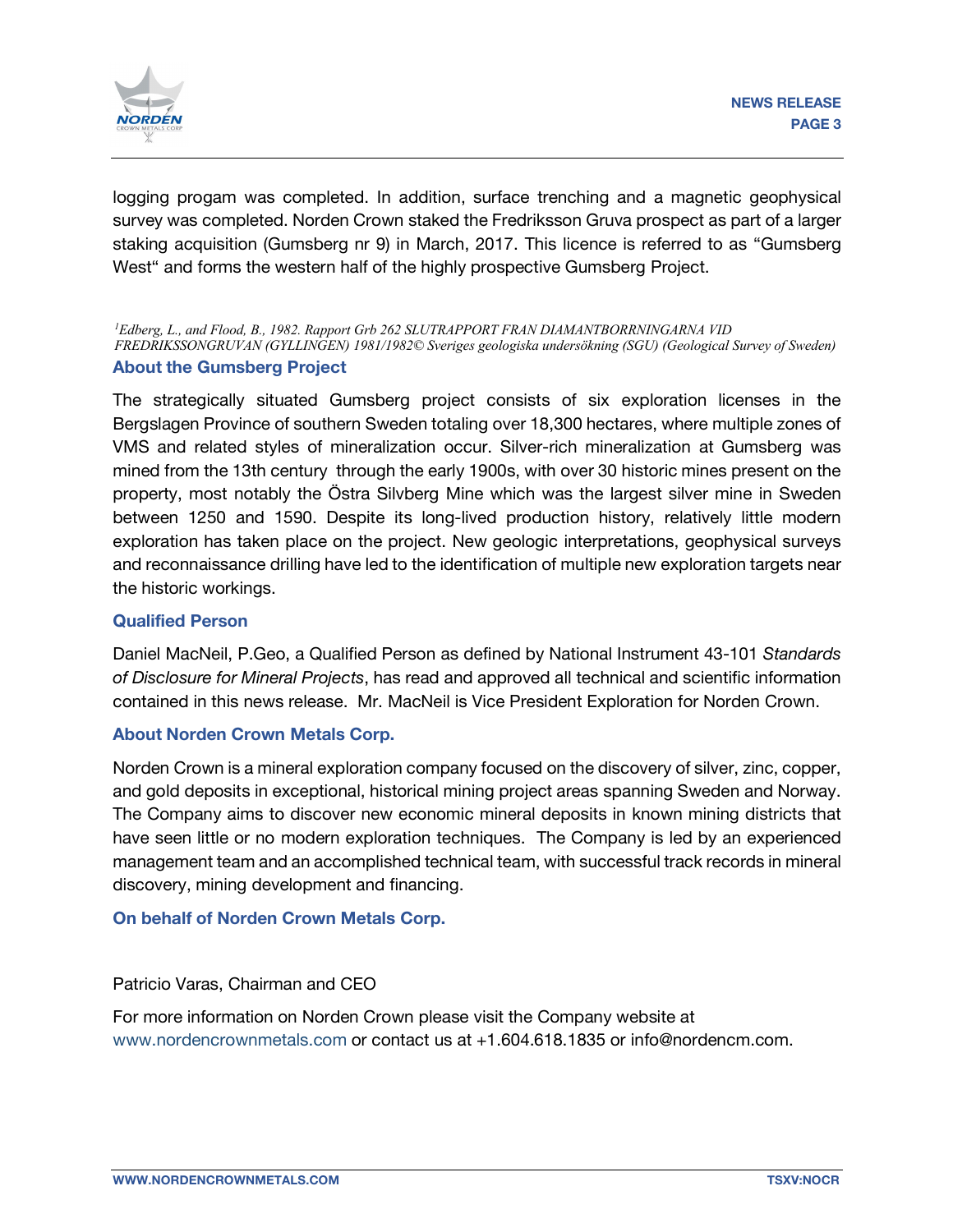logging progam was completed. In addition, surface trenching and a magnetic geophysical survey was completed. Norden Crown staked the Fredriksson Gruva prospect as part of a larger staking acquisition (Gumsberg nr 9) in March, 2017. This licence is referred to as "Gumsberg West" and forms the western half of the highly prospective Gumsberg Project.

[1]*Edberg, L., and Flood, B., 1982. Rapport Grb 262 SLUTRAPPORT FRAN DIAMANTBORRNINGARNA VID FREDRIKSSONGRUVAN (GYLLINGEN) 1981/1982© Sveriges geologiska undersökning (SGU) (Geological Survey of Sweden)*

## About the Gumsberg Project

The strategically situated Gumsberg project consists of six exploration licenses in the Bergslagen Province of southern Sweden totaling over 18,300 hectares, where multiple zones of VMS and related styles of mineralization occur. Silver-rich mineralization at Gumsberg was mined from the 13th century through the early 1900s, with over 30 historic mines present on the property, most notably the Östra Silvberg Mine which was the largest silver mine in Sweden between 1250 and 1590. Despite its long-lived production history, relatively little modern exploration has taken place on the project. New geologic interpretations, geophysical surveys and reconnaissance drilling have led to the identification of multiple new exploration targets near the historic workings.

## Qualified Person

Daniel MacNeil, P.Geo, a Qualified Person as defined by National Instrument 43-101 *Standards of Disclosure for Mineral Projects*, has read and approved all technical and scientific information contained in this news release. Mr. MacNeil is Vice President Exploration for Norden Crown.

## About Norden Crown Metals Corp.

Norden Crown is a mineral exploration company focused on the discovery of silver, zinc, copper, and gold deposits in exceptional, historical mining project areas spanning Sweden and Norway. The Company aims to discover new economic mineral deposits in known mining districts that have seen little or no modern exploration techniques. The Company is led by an experienced management team and an accomplished technical team, with successful track records in mineral discovery, mining development and financing.

## On behalf of Norden Crown Metals Corp.

Patricio Varas, Chairman and CEO

For more information on Norden Crown please visit the Company website at www.nordencrownmetals.com or contact us at +1.604.618.1835 or info@nordencm.com.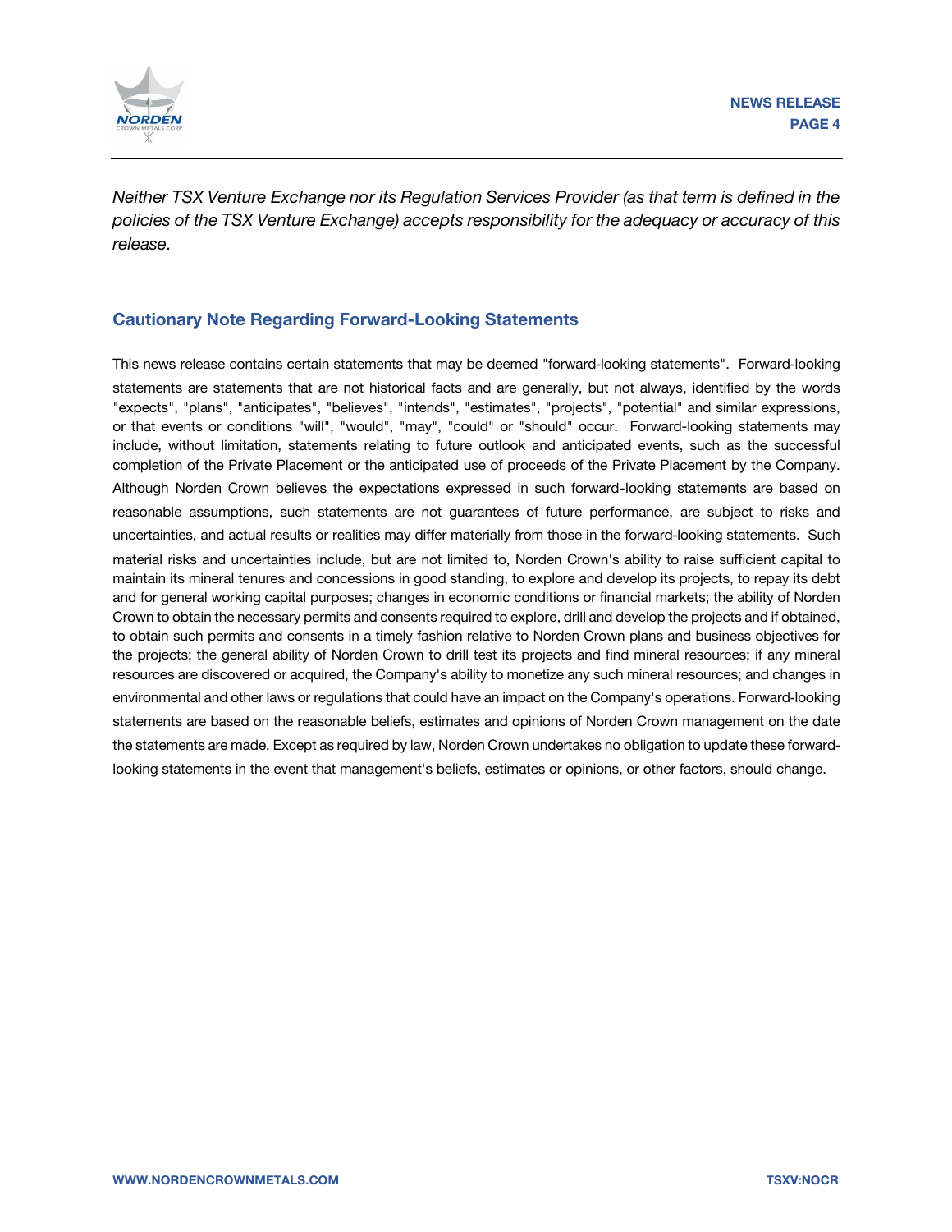*Neither TSX Venture Exchange nor its Regulation Services Provider (as that term is defined in the policies of the TSX Venture Exchange) accepts responsibility for the adequacy or accuracy of this release.*

## Cautionary Note Regarding Forward-Looking Statements

This news release contains certain statements that may be deemed "forward-looking statements". Forward-looking statements are statements that are not historical facts and are generally, but not always, identified by the words "expects", "plans", "anticipates", "believes", "intends", "estimates", "projects", "potential" and similar expressions, or that events or conditions "will", "would", "may", "could" or "should" occur. Forward-looking statements may include, without limitation, statements relating to future outlook and anticipated events, such as the successful completion of the Private Placement or the anticipated use of proceeds of the Private Placement by the Company. Although Norden Crown believes the expectations expressed in such forward-looking statements are based on reasonable assumptions, such statements are not guarantees of future performance, are subject to risks and uncertainties, and actual results or realities may differ materially from those in the forward-looking statements. Such material risks and uncertainties include, but are not limited to, Norden Crown's ability to raise sufficient capital to maintain its mineral tenures and concessions in good standing, to explore and develop its projects, to repay its debt and for general working capital purposes; changes in economic conditions or financial markets; the ability of Norden Crown to obtain the necessary permits and consents required to explore, drill and develop the projects and if obtained, to obtain such permits and consents in a timely fashion relative to Norden Crown plans and business objectives for the projects; the general ability of Norden Crown to drill test its projects and find mineral resources; if any mineral resources are discovered or acquired, the Company's ability to monetize any such mineral resources; and changes in environmental and other laws or regulations that could have an impact on the Company's operations. Forward-looking statements are based on the reasonable beliefs, estimates and opinions of Norden Crown management on the date the statements are made. Except as required by law, Norden Crown undertakes no obligation to update these forward-looking statements in the event that management's beliefs, estimates or opinions, or other factors, should change.